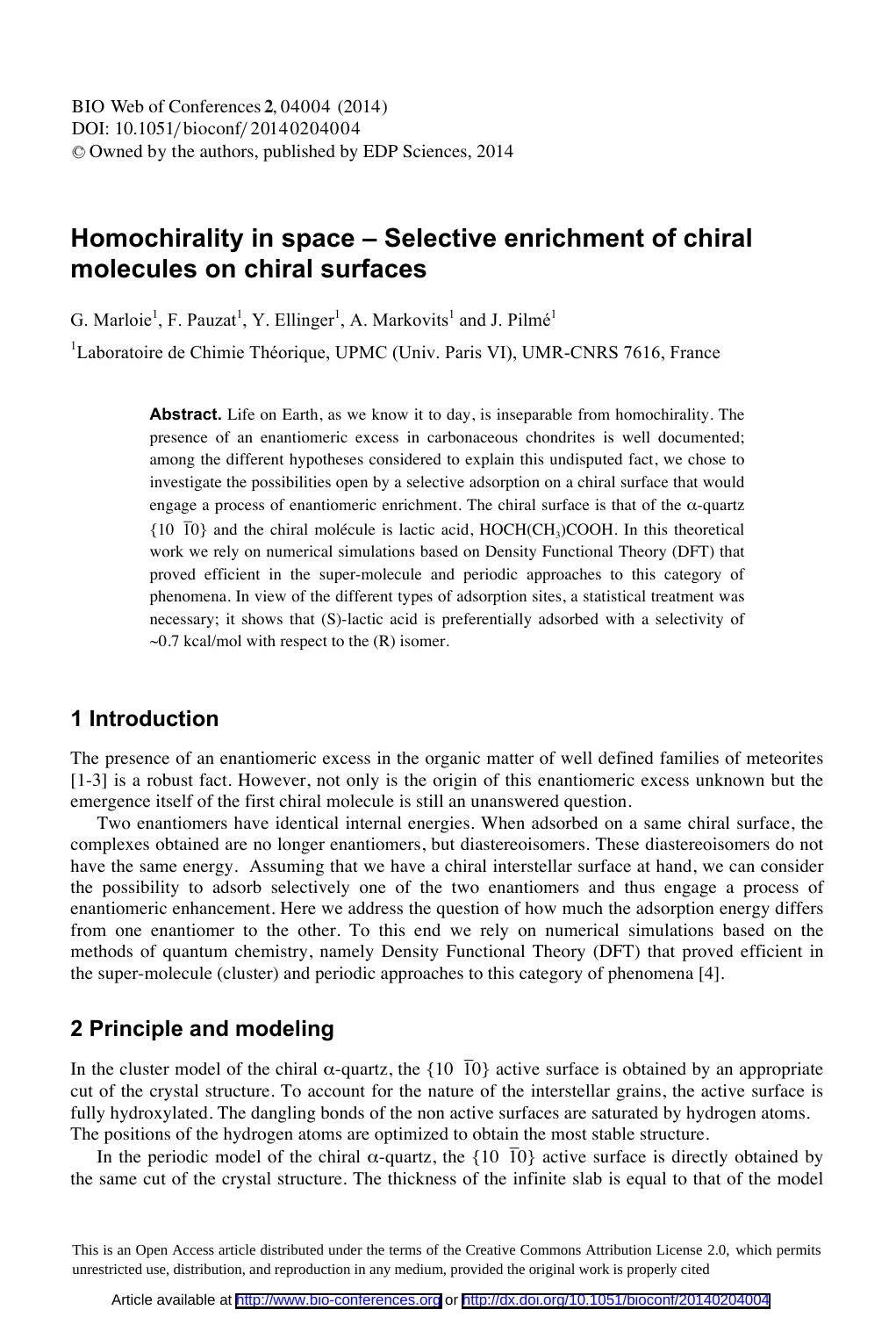BIO Web of Conferences **2**, 04004 (2014)
DOI: 10.1051/bioconf/20140204004
© Owned by the authors, published by EDP Sciences, 2014

# Homochirality in space – Selective enrichment of chiral molecules on chiral surfaces

G. Marloie[1], F. Pauzat[1], Y. Ellinger[1], A. Markovits[1] and J. Pilmé[1]

[1]Laboratoire de Chimie Théorique, UPMC (Univ. Paris VI), UMR-CNRS 7616, France

**Abstract.** Life on Earth, as we know it to day, is inseparable from homochirality. The presence of an enantiomeric excess in carbonaceous chondrites is well documented; among the different hypotheses considered to explain this undisputed fact, we chose to investigate the possibilities open by a selective adsorption on a chiral surface that would engage a process of enantiomeric enrichment. The chiral surface is that of the α-quartz {10 $\bar{1}$0} and the chiral molécule is lactic acid, HOCH($CH_3$)COOH. In this theoretical work we rely on numerical simulations based on Density Functional Theory (DFT) that proved efficient in the super-molecule and periodic approaches to this category of phenomena. In view of the different types of adsorption sites, a statistical treatment was necessary; it shows that (S)-lactic acid is preferentially adsorbed with a selectivity of ~0.7 kcal/mol with respect to the (R) isomer.

## 1 Introduction

The presence of an enantiomeric excess in the organic matter of well defined families of meteorites [1-3] is a robust fact. However, not only is the origin of this enantiomeric excess unknown but the emergence itself of the first chiral molecule is still an unanswered question.

Two enantiomers have identical internal energies. When adsorbed on a same chiral surface, the complexes obtained are no longer enantiomers, but diastereoisomers. These diastereoisomers do not have the same energy. Assuming that we have a chiral interstellar surface at hand, we can consider the possibility to adsorb selectively one of the two enantiomers and thus engage a process of enantiomeric enhancement. Here we address the question of how much the adsorption energy differs from one enantiomer to the other. To this end we rely on numerical simulations based on the methods of quantum chemistry, namely Density Functional Theory (DFT) that proved efficient in the super-molecule (cluster) and periodic approaches to this category of phenomena [4].

## 2 Principle and modeling

In the cluster model of the chiral α-quartz, the {10 $\bar{1}$0} active surface is obtained by an appropriate cut of the crystal structure. To account for the nature of the interstellar grains, the active surface is fully hydroxylated. The dangling bonds of the non active surfaces are saturated by hydrogen atoms. The positions of the hydrogen atoms are optimized to obtain the most stable structure.

In the periodic model of the chiral α-quartz, the {10 $\bar{1}$0} active surface is directly obtained by the same cut of the crystal structure. The thickness of the infinite slab is equal to that of the model

This is an Open Access article distributed under the terms of the Creative Commons Attribution License 2.0, which permits unrestricted use, distribution, and reproduction in any medium, provided the original work is properly cited

Article available at http://www.bio-conferences.org or http://dx.doi.org/10.1051/bioconf/20140204004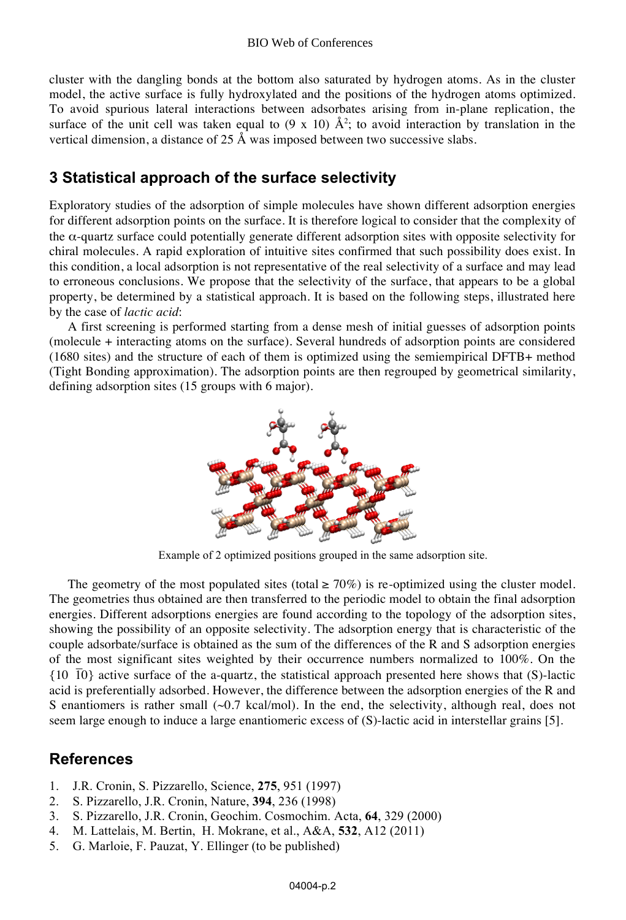cluster with the dangling bonds at the bottom also saturated by hydrogen atoms. As in the cluster model, the active surface is fully hydroxylated and the positions of the hydrogen atoms optimized. To avoid spurious lateral interactions between adsorbates arising from in-plane replication, the surface of the unit cell was taken equal to (9 x 10) $Å^2$; to avoid interaction by translation in the vertical dimension, a distance of 25 Å was imposed between two successive slabs.

## 3 Statistical approach of the surface selectivity

Exploratory studies of the adsorption of simple molecules have shown different adsorption energies for different adsorption points on the surface. It is therefore logical to consider that the complexity of the $\alpha$-quartz surface could potentially generate different adsorption sites with opposite selectivity for chiral molecules. A rapid exploration of intuitive sites confirmed that such possibility does exist. In this condition, a local adsorption is not representative of the real selectivity of a surface and may lead to erroneous conclusions. We propose that the selectivity of the surface, that appears to be a global property, be determined by a statistical approach. It is based on the following steps, illustrated here by the case of *lactic acid*:

A first screening is performed starting from a dense mesh of initial guesses of adsorption points (molecule + interacting atoms on the surface). Several hundreds of adsorption points are considered (1680 sites) and the structure of each of them is optimized using the semiempirical DFTB+ method (Tight Bonding approximation). The adsorption points are then regrouped by geometrical similarity, defining adsorption sites (15 groups with 6 major).

Example of 2 optimized positions grouped in the same adsorption site.

The geometry of the most populated sites (total ≥ 70%) is re-optimized using the cluster model. The geometries thus obtained are then transferred to the periodic model to obtain the final adsorption energies. Different adsorptions energies are found according to the topology of the adsorption sites, showing the possibility of an opposite selectivity. The adsorption energy that is characteristic of the couple adsorbate/surface is obtained as the sum of the differences of the R and S adsorption energies of the most significant sites weighted by their occurrence numbers normalized to 100%. On the $\{10\ \bar{1}0\}$ active surface of the a-quartz, the statistical approach presented here shows that (S)-lactic acid is preferentially adsorbed. However, the difference between the adsorption energies of the R and S enantiomers is rather small (~0.7 kcal/mol). In the end, the selectivity, although real, does not seem large enough to induce a large enantiomeric excess of (S)-lactic acid in interstellar grains [5].

## References

1. J.R. Cronin, S. Pizzarello, Science, **275**, 951 (1997)
2. S. Pizzarello, J.R. Cronin, Nature, **394**, 236 (1998)
3. S. Pizzarello, J.R. Cronin, Geochim. Cosmochim. Acta, **64**, 329 (2000)
4. M. Lattelais, M. Bertin, H. Mokrane, et al., A&A, **532**, A12 (2011)
5. G. Marloie, F. Pauzat, Y. Ellinger (to be published)